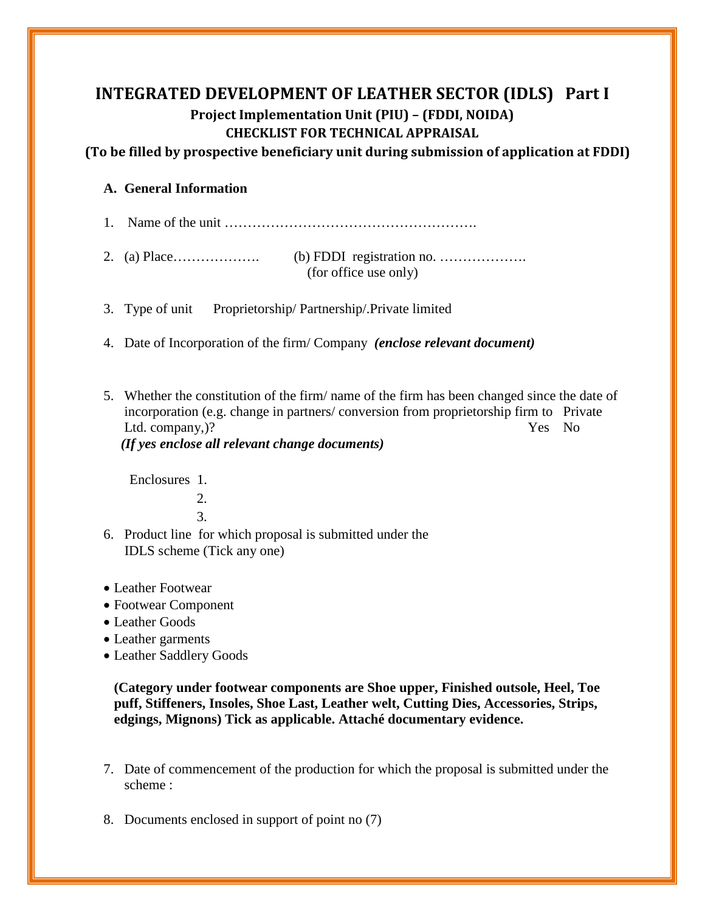# INTEGRATED DEVELOPMENT OF LEATHER SECTOR (IDLS) Part I

### Project Implementation Unit (PIU) – (FDDI, NOIDA)

### CHECKLIST FOR TECHNICAL APPRAISAL

### (To be filled by prospective beneficiary unit during submission of application at FDDI)

**A. General Information**

1. Name of the unit ……………………………………………….

2. (a) Place………………. (b) FDDI registration no. ……………….
   (for office use only)

3. Type of unit Proprietorship/ Partnership/.Private limited

4. Date of Incorporation of the firm/ Company ***(enclose relevant document)***

5. Whether the constitution of the firm/ name of the firm has been changed since the date of incorporation (e.g. change in partners/ conversion from proprietorship firm to Private Ltd. company,)? Yes No
   ***(If yes enclose all relevant change documents)***

   Enclosures 1.
   2.
   3.

6. Product line for which proposal is submitted under the IDLS scheme (Tick any one)

- Leather Footwear
- Footwear Component
- Leather Goods
- Leather garments
- Leather Saddlery Goods

**(Category under footwear components are Shoe upper, Finished outsole, Heel, Toe puff, Stiffeners, Insoles, Shoe Last, Leather welt, Cutting Dies, Accessories, Strips, edgings, Mignons) Tick as applicable. Attaché documentary evidence.**

7. Date of commencement of the production for which the proposal is submitted under the scheme :

8. Documents enclosed in support of point no (7)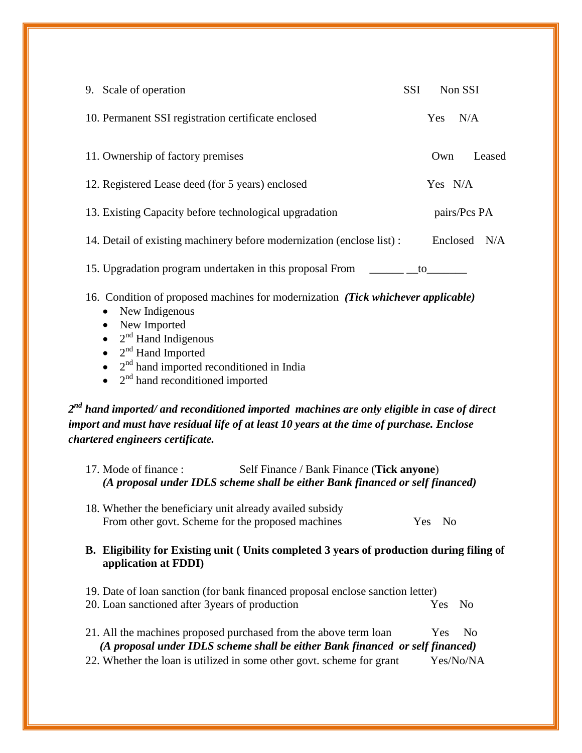9. Scale of operation SSI Non SSI

10. Permanent SSI registration certificate enclosed Yes N/A

11. Ownership of factory premises Own Leased

12. Registered Lease deed (for 5 years) enclosed Yes N/A

13. Existing Capacity before technological upgradation pairs/Pcs PA

14. Detail of existing machinery before modernization (enclose list) : Enclosed N/A

15. Upgradation program undertaken in this proposal From ______ __to_______

16. Condition of proposed machines for modernization ***(Tick whichever applicable)***
   - New Indigenous
   - New Imported
   - $2^{nd}$ Hand Indigenous
   - $2^{nd}$ Hand Imported
   - $2^{nd}$ hand imported reconditioned in India
   - $2^{nd}$ hand reconditioned imported

***$2^{nd}$ hand imported/ and reconditioned imported machines are only eligible in case of direct import and must have residual life of at least 10 years at the time of purchase. Enclose chartered engineers certificate.***

17. Mode of finance : Self Finance / Bank Finance (**Tick anyone**)
    ***(A proposal under IDLS scheme shall be either Bank financed or self financed)***

18. Whether the beneficiary unit already availed subsidy From other govt. Scheme for the proposed machines Yes No

**B. Eligibility for Existing unit ( Units completed 3 years of production during filing of application at FDDI)**

19. Date of loan sanction (for bank financed proposal enclose sanction letter)

20. Loan sanctioned after 3years of production Yes No

21. All the machines proposed purchased from the above term loan Yes No
    ***(A proposal under IDLS scheme shall be either Bank financed or self financed)***

22. Whether the loan is utilized in some other govt. scheme for grant Yes/No/NA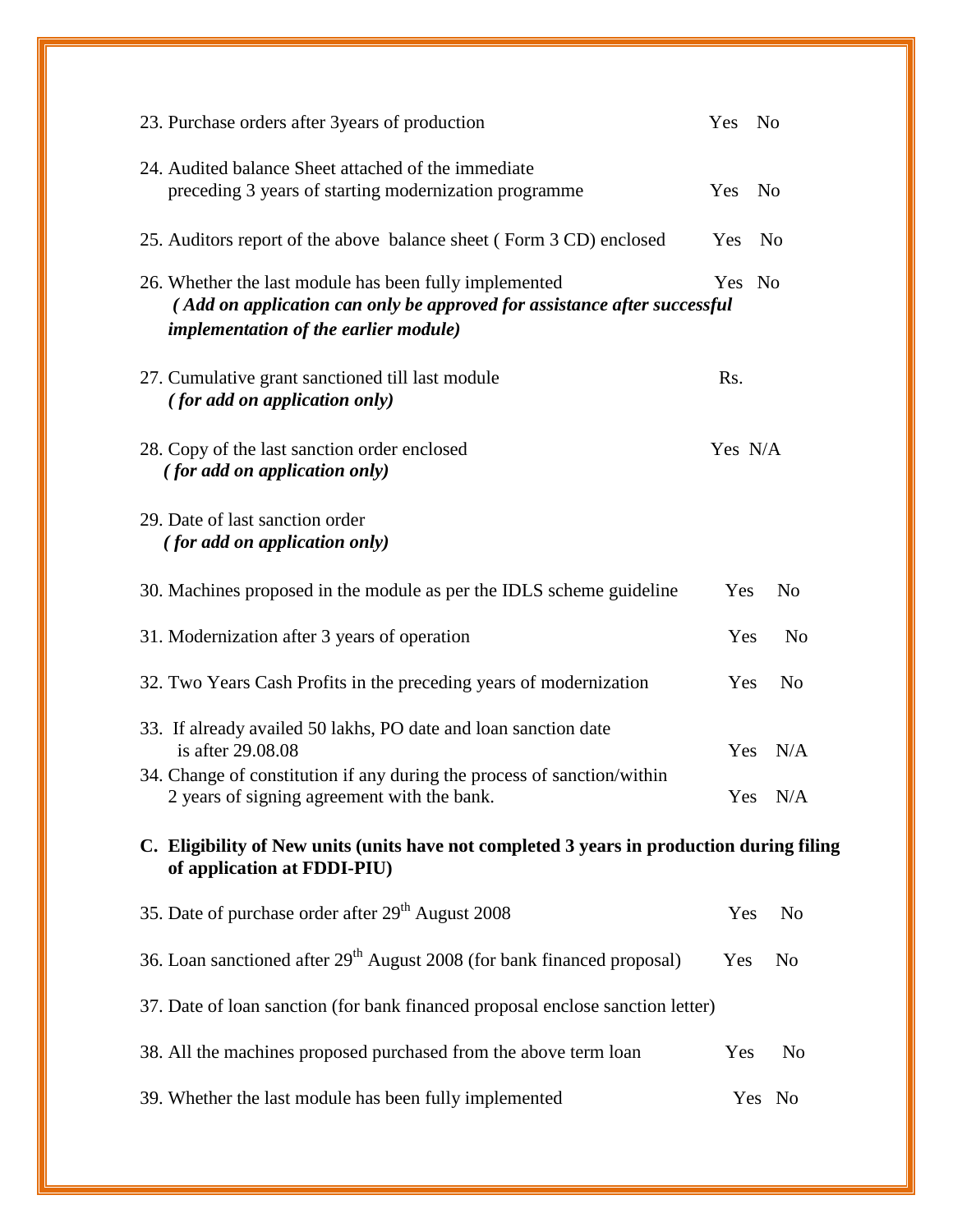23. Purchase orders after 3years of production Yes No

24. Audited balance Sheet attached of the immediate preceding 3 years of starting modernization programme Yes No

25. Auditors report of the above balance sheet ( Form 3 CD) enclosed Yes No

26. Whether the last module has been fully implemented Yes No
 ***( Add on application can only be approved for assistance after successful implementation of the earlier module)***

27. Cumulative grant sanctioned till last module Rs.
 ***( for add on application only)***

28. Copy of the last sanction order enclosed Yes N/A
 ***( for add on application only)***

29. Date of last sanction order
 ***( for add on application only)***

30. Machines proposed in the module as per the IDLS scheme guideline Yes No

31. Modernization after 3 years of operation Yes No

32. Two Years Cash Profits in the preceding years of modernization Yes No

33. If already availed 50 lakhs, PO date and loan sanction date is after 29.08.08 Yes N/A

34. Change of constitution if any during the process of sanction/within 2 years of signing agreement with the bank. Yes N/A

**C. Eligibility of New units (units have not completed 3 years in production during filing of application at FDDI-PIU)**

35. Date of purchase order after 29th August 2008 Yes No

36. Loan sanctioned after 29th August 2008 (for bank financed proposal) Yes No

37. Date of loan sanction (for bank financed proposal enclose sanction letter)

38. All the machines proposed purchased from the above term loan Yes No

39. Whether the last module has been fully implemented Yes No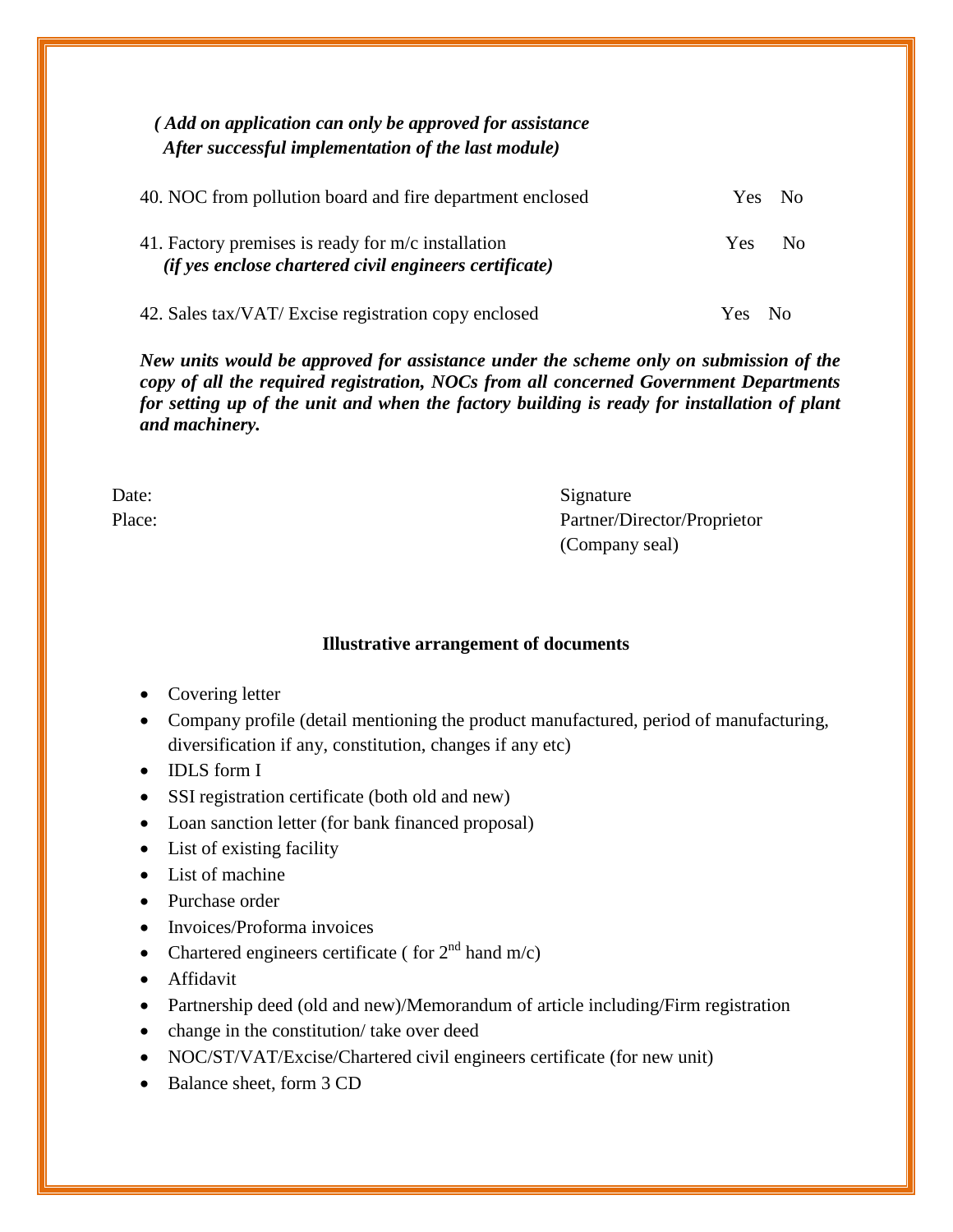*(Add on application can only be approved for assistance After successful implementation of the last module)*

40. NOC from pollution board and fire department enclosed Yes No

41. Factory premises is ready for m/c installation Yes No
    *(if yes enclose chartered civil engineers certificate)*

42. Sales tax/VAT/ Excise registration copy enclosed Yes No

***New units would be approved for assistance under the scheme only on submission of the copy of all the required registration, NOCs from all concerned Government Departments for setting up of the unit and when the factory building is ready for installation of plant and machinery.***

Date:
Place:

Signature
Partner/Director/Proprietor
(Company seal)

**Illustrative arrangement of documents**

- Covering letter
- Company profile (detail mentioning the product manufactured, period of manufacturing, diversification if any, constitution, changes if any etc)
- IDLS form I
- SSI registration certificate (both old and new)
- Loan sanction letter (for bank financed proposal)
- List of existing facility
- List of machine
- Purchase order
- Invoices/Proforma invoices
- Chartered engineers certificate ( for 2nd hand m/c)
- Affidavit
- Partnership deed (old and new)/Memorandum of article including/Firm registration
- change in the constitution/ take over deed
- NOC/ST/VAT/Excise/Chartered civil engineers certificate (for new unit)
- Balance sheet, form 3 CD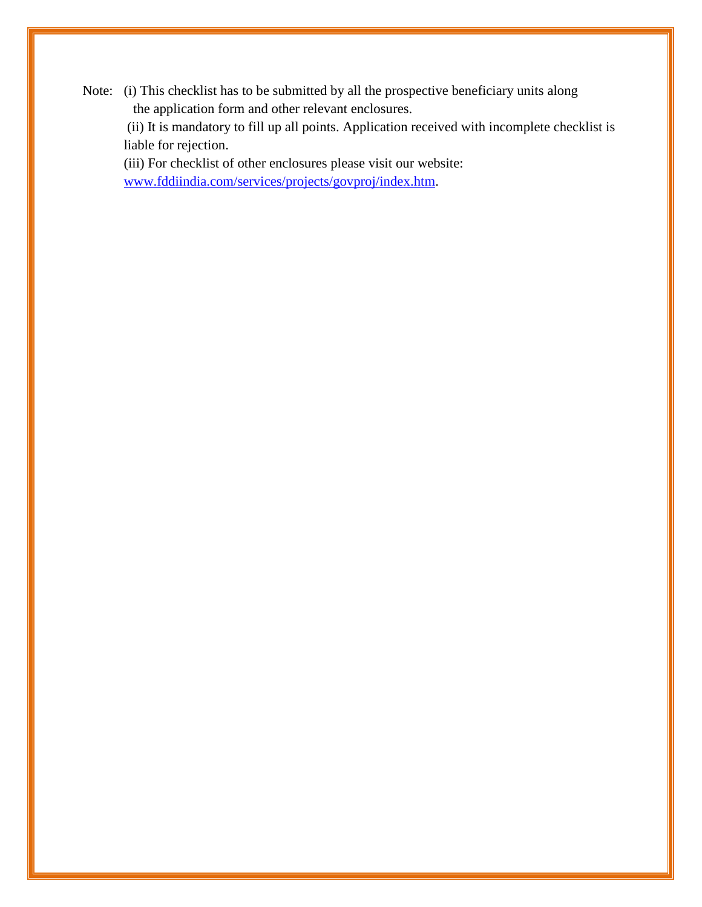Note: (i) This checklist has to be submitted by all the prospective beneficiary units along the application form and other relevant enclosures.

(ii) It is mandatory to fill up all points. Application received with incomplete checklist is liable for rejection.

(iii) For checklist of other enclosures please visit our website: [www.fddiindia.com/services/projects/govproj/index.htm](www.fddiindia.com/services/projects/govproj/index.htm).